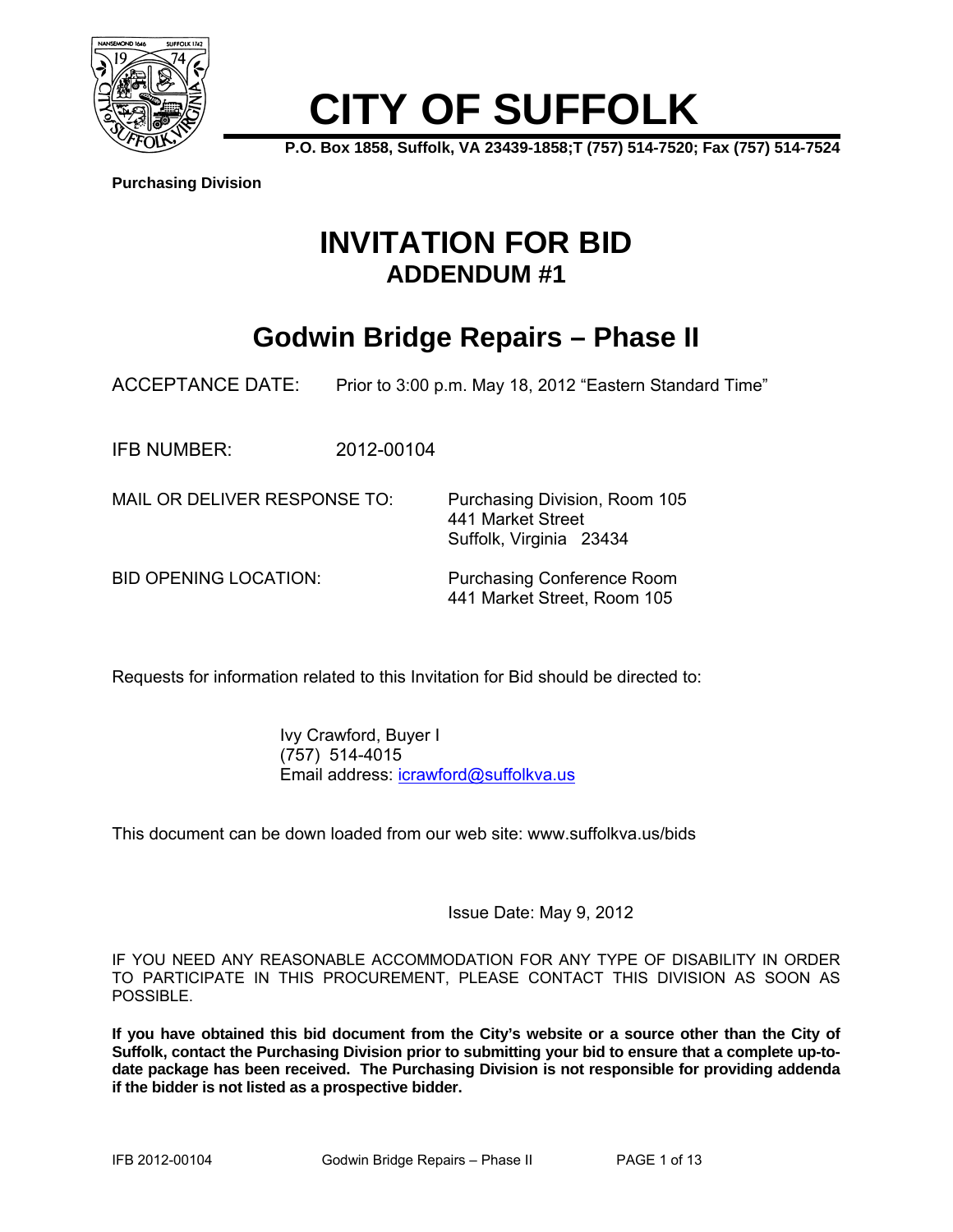# CITY OF SUFFOLK

**P.O. Box 1858, Suffolk, VA 23439-1858;T (757) 514-7520; Fax (757) 514-7524**

**Purchasing Division**

# INVITATION FOR BID
## ADDENDUM #1

# Godwin Bridge Repairs – Phase II

ACCEPTANCE DATE: Prior to 3:00 p.m. May 18, 2012 "Eastern Standard Time"

IFB NUMBER: 2012-00104

MAIL OR DELIVER RESPONSE TO: Purchasing Division, Room 105
441 Market Street
Suffolk, Virginia 23434

BID OPENING LOCATION: Purchasing Conference Room
441 Market Street, Room 105

Requests for information related to this Invitation for Bid should be directed to:

Ivy Crawford, Buyer I
(757) 514-4015
Email address: icrawford@suffolkva.us

This document can be down loaded from our web site: www.suffolkva.us/bids

Issue Date: May 9, 2012

IF YOU NEED ANY REASONABLE ACCOMMODATION FOR ANY TYPE OF DISABILITY IN ORDER TO PARTICIPATE IN THIS PROCUREMENT, PLEASE CONTACT THIS DIVISION AS SOON AS POSSIBLE.

**If you have obtained this bid document from the City's website or a source other than the City of Suffolk, contact the Purchasing Division prior to submitting your bid to ensure that a complete up-to-date package has been received. The Purchasing Division is not responsible for providing addenda if the bidder is not listed as a prospective bidder.**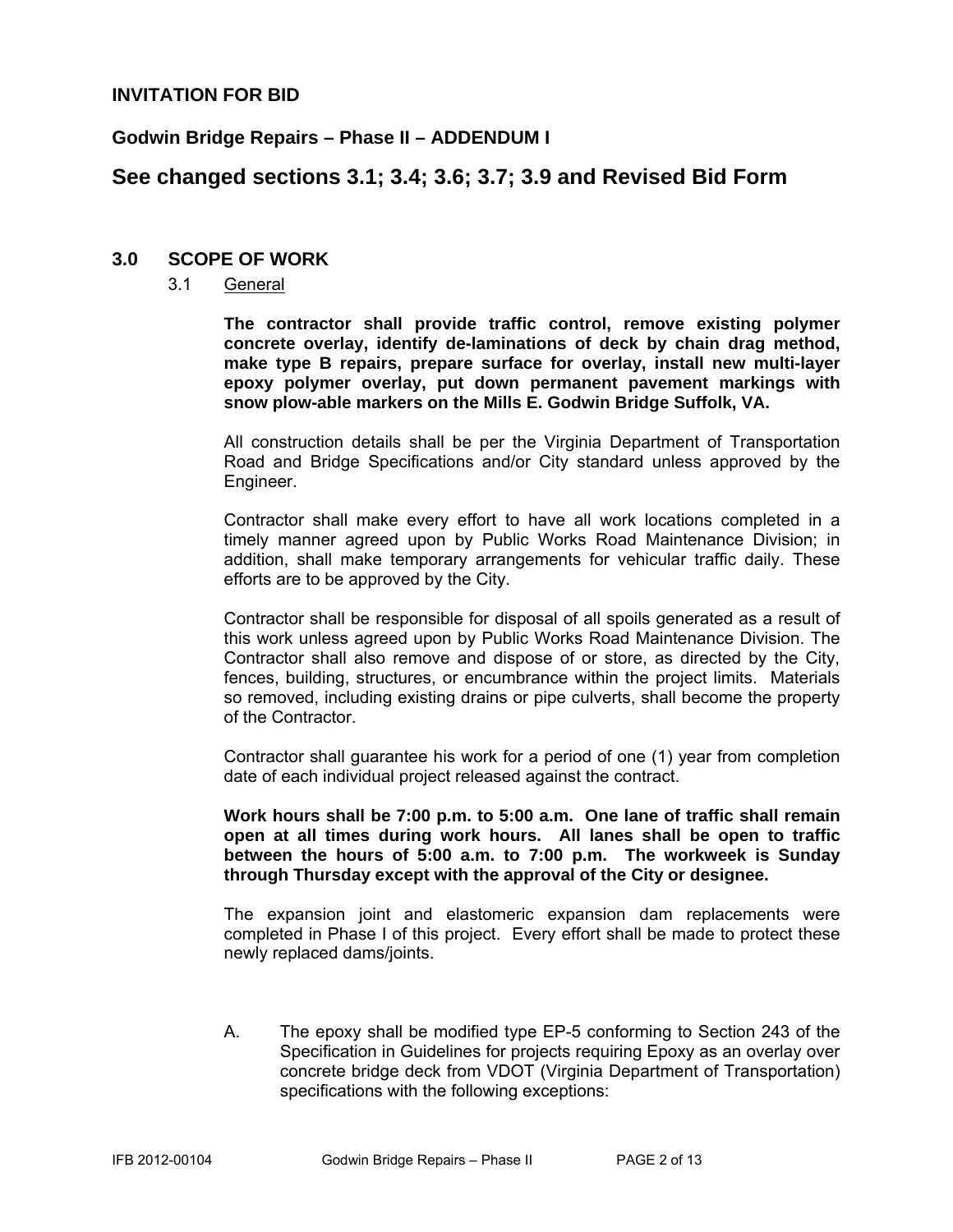## INVITATION FOR BID

### Godwin Bridge Repairs – Phase II – ADDENDUM I

## See changed sections 3.1; 3.4; 3.6; 3.7; 3.9 and Revised Bid Form

## 3.0 SCOPE OF WORK

3.1 General

**The contractor shall provide traffic control, remove existing polymer concrete overlay, identify de-laminations of deck by chain drag method, make type B repairs, prepare surface for overlay, install new multi-layer epoxy polymer overlay, put down permanent pavement markings with snow plow-able markers on the Mills E. Godwin Bridge Suffolk, VA.**

All construction details shall be per the Virginia Department of Transportation Road and Bridge Specifications and/or City standard unless approved by the Engineer.

Contractor shall make every effort to have all work locations completed in a timely manner agreed upon by Public Works Road Maintenance Division; in addition, shall make temporary arrangements for vehicular traffic daily. These efforts are to be approved by the City.

Contractor shall be responsible for disposal of all spoils generated as a result of this work unless agreed upon by Public Works Road Maintenance Division. The Contractor shall also remove and dispose of or store, as directed by the City, fences, building, structures, or encumbrance within the project limits. Materials so removed, including existing drains or pipe culverts, shall become the property of the Contractor.

Contractor shall guarantee his work for a period of one (1) year from completion date of each individual project released against the contract.

**Work hours shall be 7:00 p.m. to 5:00 a.m. One lane of traffic shall remain open at all times during work hours. All lanes shall be open to traffic between the hours of 5:00 a.m. to 7:00 p.m. The workweek is Sunday through Thursday except with the approval of the City or designee.**

The expansion joint and elastomeric expansion dam replacements were completed in Phase I of this project. Every effort shall be made to protect these newly replaced dams/joints.

A. The epoxy shall be modified type EP-5 conforming to Section 243 of the Specification in Guidelines for projects requiring Epoxy as an overlay over concrete bridge deck from VDOT (Virginia Department of Transportation) specifications with the following exceptions: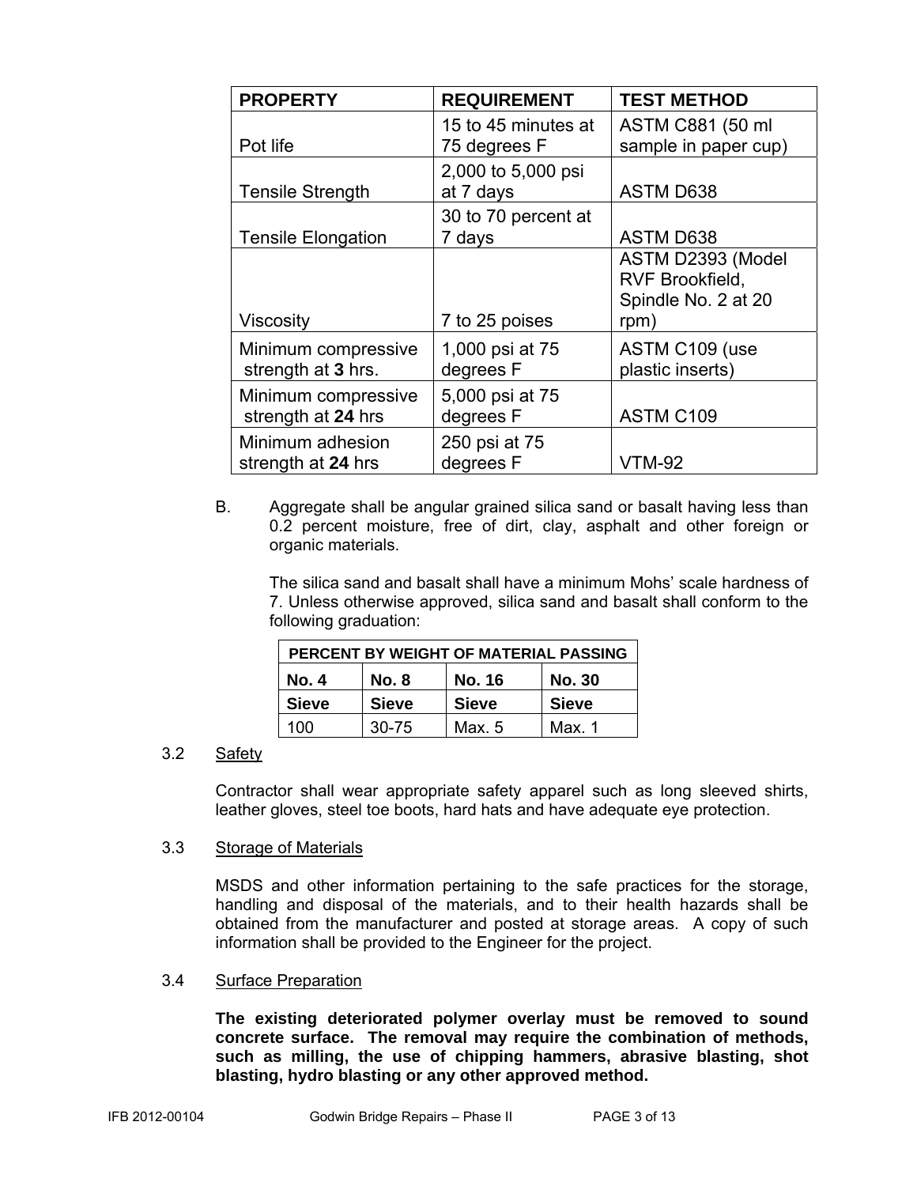| PROPERTY | REQUIREMENT | TEST METHOD |
|---|---|---|
| Pot life | 15 to 45 minutes at 75 degrees F | ASTM C881 (50 ml sample in paper cup) |
| Tensile Strength | 2,000 to 5,000 psi at 7 days | ASTM D638 |
| Tensile Elongation | 30 to 70 percent at 7 days | ASTM D638 |
| Viscosity | 7 to 25 poises | ASTM D2393 (Model RVF Brookfield, Spindle No. 2 at 20 rpm) |
| Minimum compressive strength at **3** hrs. | 1,000 psi at 75 degrees F | ASTM C109 (use plastic inserts) |
| Minimum compressive strength at **24** hrs | 5,000 psi at 75 degrees F | ASTM C109 |
| Minimum adhesion strength at **24** hrs | 250 psi at 75 degrees F | VTM-92 |

B. Aggregate shall be angular grained silica sand or basalt having less than 0.2 percent moisture, free of dirt, clay, asphalt and other foreign or organic materials.

The silica sand and basalt shall have a minimum Mohs' scale hardness of 7. Unless otherwise approved, silica sand and basalt shall conform to the following graduation:

| PERCENT BY WEIGHT OF MATERIAL PASSING | | | |
|---|---|---|---|
| **No. 4 Sieve** | **No. 8 Sieve** | **No. 16 Sieve** | **No. 30 Sieve** |
| 100 | 30-75 | Max. 5 | Max. 1 |

3.2 Safety

Contractor shall wear appropriate safety apparel such as long sleeved shirts, leather gloves, steel toe boots, hard hats and have adequate eye protection.

3.3 Storage of Materials

MSDS and other information pertaining to the safe practices for the storage, handling and disposal of the materials, and to their health hazards shall be obtained from the manufacturer and posted at storage areas. A copy of such information shall be provided to the Engineer for the project.

3.4 Surface Preparation

**The existing deteriorated polymer overlay must be removed to sound concrete surface. The removal may require the combination of methods, such as milling, the use of chipping hammers, abrasive blasting, shot blasting, hydro blasting or any other approved method.**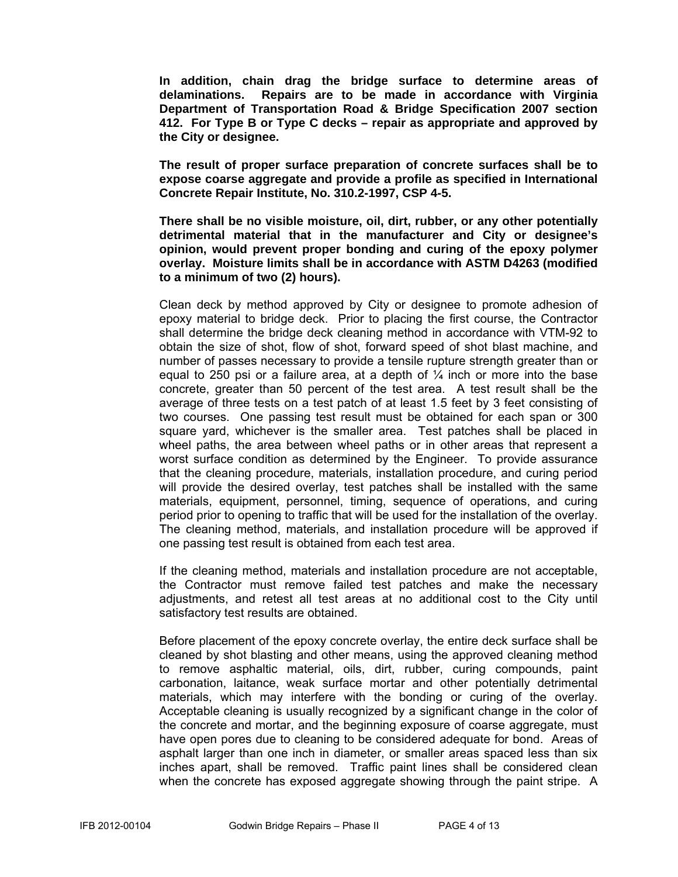**In addition, chain drag the bridge surface to determine areas of delaminations. Repairs are to be made in accordance with Virginia Department of Transportation Road & Bridge Specification 2007 section 412. For Type B or Type C decks – repair as appropriate and approved by the City or designee.**

**The result of proper surface preparation of concrete surfaces shall be to expose coarse aggregate and provide a profile as specified in International Concrete Repair Institute, No. 310.2-1997, CSP 4-5.**

**There shall be no visible moisture, oil, dirt, rubber, or any other potentially detrimental material that in the manufacturer and City or designee's opinion, would prevent proper bonding and curing of the epoxy polymer overlay. Moisture limits shall be in accordance with ASTM D4263 (modified to a minimum of two (2) hours).**

Clean deck by method approved by City or designee to promote adhesion of epoxy material to bridge deck. Prior to placing the first course, the Contractor shall determine the bridge deck cleaning method in accordance with VTM-92 to obtain the size of shot, flow of shot, forward speed of shot blast machine, and number of passes necessary to provide a tensile rupture strength greater than or equal to 250 psi or a failure area, at a depth of ¼ inch or more into the base concrete, greater than 50 percent of the test area. A test result shall be the average of three tests on a test patch of at least 1.5 feet by 3 feet consisting of two courses. One passing test result must be obtained for each span or 300 square yard, whichever is the smaller area. Test patches shall be placed in wheel paths, the area between wheel paths or in other areas that represent a worst surface condition as determined by the Engineer. To provide assurance that the cleaning procedure, materials, installation procedure, and curing period will provide the desired overlay, test patches shall be installed with the same materials, equipment, personnel, timing, sequence of operations, and curing period prior to opening to traffic that will be used for the installation of the overlay. The cleaning method, materials, and installation procedure will be approved if one passing test result is obtained from each test area.

If the cleaning method, materials and installation procedure are not acceptable, the Contractor must remove failed test patches and make the necessary adjustments, and retest all test areas at no additional cost to the City until satisfactory test results are obtained.

Before placement of the epoxy concrete overlay, the entire deck surface shall be cleaned by shot blasting and other means, using the approved cleaning method to remove asphaltic material, oils, dirt, rubber, curing compounds, paint carbonation, laitance, weak surface mortar and other potentially detrimental materials, which may interfere with the bonding or curing of the overlay. Acceptable cleaning is usually recognized by a significant change in the color of the concrete and mortar, and the beginning exposure of coarse aggregate, must have open pores due to cleaning to be considered adequate for bond. Areas of asphalt larger than one inch in diameter, or smaller areas spaced less than six inches apart, shall be removed. Traffic paint lines shall be considered clean when the concrete has exposed aggregate showing through the paint stripe. A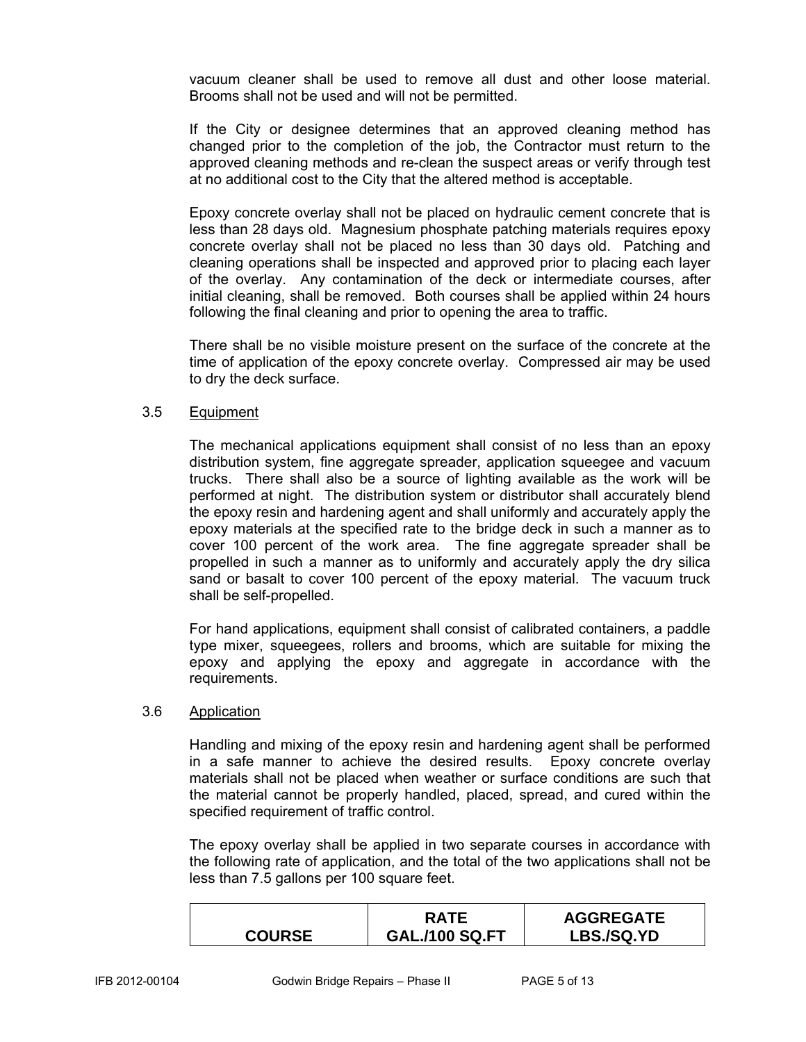vacuum cleaner shall be used to remove all dust and other loose material. Brooms shall not be used and will not be permitted.

If the City or designee determines that an approved cleaning method has changed prior to the completion of the job, the Contractor must return to the approved cleaning methods and re-clean the suspect areas or verify through test at no additional cost to the City that the altered method is acceptable.

Epoxy concrete overlay shall not be placed on hydraulic cement concrete that is less than 28 days old. Magnesium phosphate patching materials requires epoxy concrete overlay shall not be placed no less than 30 days old. Patching and cleaning operations shall be inspected and approved prior to placing each layer of the overlay. Any contamination of the deck or intermediate courses, after initial cleaning, shall be removed. Both courses shall be applied within 24 hours following the final cleaning and prior to opening the area to traffic.

There shall be no visible moisture present on the surface of the concrete at the time of application of the epoxy concrete overlay. Compressed air may be used to dry the deck surface.

### 3.5 Equipment

The mechanical applications equipment shall consist of no less than an epoxy distribution system, fine aggregate spreader, application squeegee and vacuum trucks. There shall also be a source of lighting available as the work will be performed at night. The distribution system or distributor shall accurately blend the epoxy resin and hardening agent and shall uniformly and accurately apply the epoxy materials at the specified rate to the bridge deck in such a manner as to cover 100 percent of the work area. The fine aggregate spreader shall be propelled in such a manner as to uniformly and accurately apply the dry silica sand or basalt to cover 100 percent of the epoxy material. The vacuum truck shall be self-propelled.

For hand applications, equipment shall consist of calibrated containers, a paddle type mixer, squeegees, rollers and brooms, which are suitable for mixing the epoxy and applying the epoxy and aggregate in accordance with the requirements.

### 3.6 Application

Handling and mixing of the epoxy resin and hardening agent shall be performed in a safe manner to achieve the desired results. Epoxy concrete overlay materials shall not be placed when weather or surface conditions are such that the material cannot be properly handled, placed, spread, and cured within the specified requirement of traffic control.

The epoxy overlay shall be applied in two separate courses in accordance with the following rate of application, and the total of the two applications shall not be less than 7.5 gallons per 100 square feet.

| COURSE | RATE GAL./100 SQ.FT | AGGREGATE LBS./SQ.YD |
|---|---|---|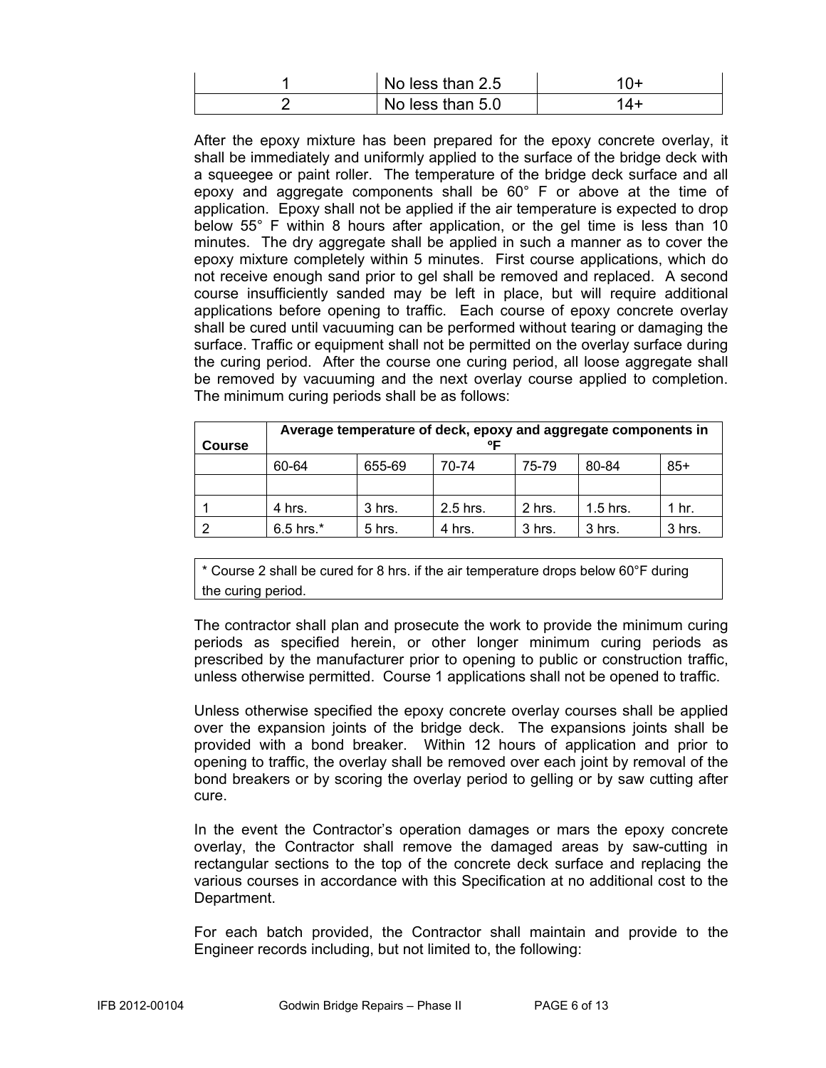| 1 | No less than 2.5 | 10+ |
|---|---|---|
| 2 | No less than 5.0 | 14+ |

After the epoxy mixture has been prepared for the epoxy concrete overlay, it shall be immediately and uniformly applied to the surface of the bridge deck with a squeegee or paint roller. The temperature of the bridge deck surface and all epoxy and aggregate components shall be 60° F or above at the time of application. Epoxy shall not be applied if the air temperature is expected to drop below 55° F within 8 hours after application, or the gel time is less than 10 minutes. The dry aggregate shall be applied in such a manner as to cover the epoxy mixture completely within 5 minutes. First course applications, which do not receive enough sand prior to gel shall be removed and replaced. A second course insufficiently sanded may be left in place, but will require additional applications before opening to traffic. Each course of epoxy concrete overlay shall be cured until vacuuming can be performed without tearing or damaging the surface. Traffic or equipment shall not be permitted on the overlay surface during the curing period. After the course one curing period, all loose aggregate shall be removed by vacuuming and the next overlay course applied to completion. The minimum curing periods shall be as follows:

| Course | Average temperature of deck, epoxy and aggregate components in ºF | | | | | |
|---|---|---|---|---|---|---|
| | 60-64 | 655-69 | 70-74 | 75-79 | 80-84 | 85+ |
| | | | | | | |
| 1 | 4 hrs. | 3 hrs. | 2.5 hrs. | 2 hrs. | 1.5 hrs. | 1 hr. |
| 2 | 6.5 hrs.* | 5 hrs. | 4 hrs. | 3 hrs. | 3 hrs. | 3 hrs. |

* Course 2 shall be cured for 8 hrs. if the air temperature drops below 60°F during the curing period.

The contractor shall plan and prosecute the work to provide the minimum curing periods as specified herein, or other longer minimum curing periods as prescribed by the manufacturer prior to opening to public or construction traffic, unless otherwise permitted. Course 1 applications shall not be opened to traffic.

Unless otherwise specified the epoxy concrete overlay courses shall be applied over the expansion joints of the bridge deck. The expansions joints shall be provided with a bond breaker. Within 12 hours of application and prior to opening to traffic, the overlay shall be removed over each joint by removal of the bond breakers or by scoring the overlay period to gelling or by saw cutting after cure.

In the event the Contractor's operation damages or mars the epoxy concrete overlay, the Contractor shall remove the damaged areas by saw-cutting in rectangular sections to the top of the concrete deck surface and replacing the various courses in accordance with this Specification at no additional cost to the Department.

For each batch provided, the Contractor shall maintain and provide to the Engineer records including, but not limited to, the following: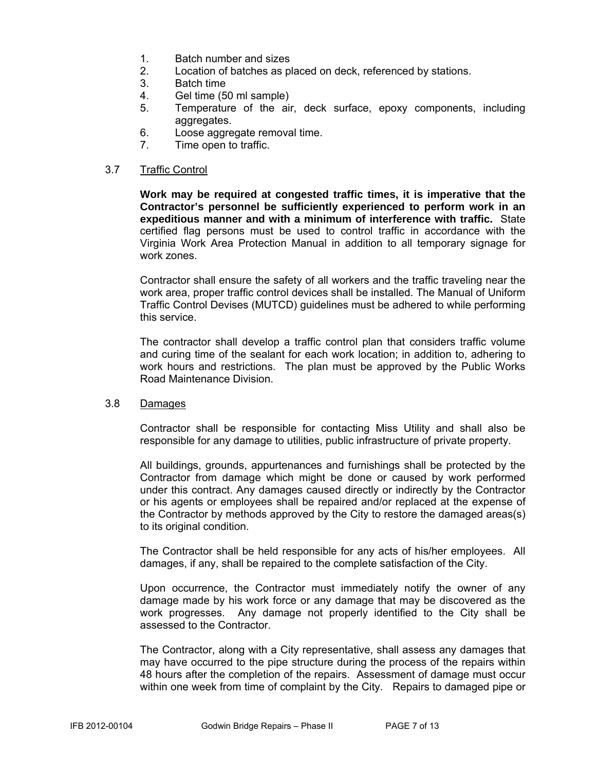1. Batch number and sizes
2. Location of batches as placed on deck, referenced by stations.
3. Batch time
4. Gel time (50 ml sample)
5. Temperature of the air, deck surface, epoxy components, including aggregates.
6. Loose aggregate removal time.
7. Time open to traffic.

### 3.7 Traffic Control

**Work may be required at congested traffic times, it is imperative that the Contractor's personnel be sufficiently experienced to perform work in an expeditious manner and with a minimum of interference with traffic.** State certified flag persons must be used to control traffic in accordance with the Virginia Work Area Protection Manual in addition to all temporary signage for work zones.

Contractor shall ensure the safety of all workers and the traffic traveling near the work area, proper traffic control devices shall be installed. The Manual of Uniform Traffic Control Devises (MUTCD) guidelines must be adhered to while performing this service.

The contractor shall develop a traffic control plan that considers traffic volume and curing time of the sealant for each work location; in addition to, adhering to work hours and restrictions. The plan must be approved by the Public Works Road Maintenance Division.

### 3.8 Damages

Contractor shall be responsible for contacting Miss Utility and shall also be responsible for any damage to utilities, public infrastructure of private property.

All buildings, grounds, appurtenances and furnishings shall be protected by the Contractor from damage which might be done or caused by work performed under this contract. Any damages caused directly or indirectly by the Contractor or his agents or employees shall be repaired and/or replaced at the expense of the Contractor by methods approved by the City to restore the damaged areas(s) to its original condition.

The Contractor shall be held responsible for any acts of his/her employees. All damages, if any, shall be repaired to the complete satisfaction of the City.

Upon occurrence, the Contractor must immediately notify the owner of any damage made by his work force or any damage that may be discovered as the work progresses. Any damage not properly identified to the City shall be assessed to the Contractor.

The Contractor, along with a City representative, shall assess any damages that may have occurred to the pipe structure during the process of the repairs within 48 hours after the completion of the repairs. Assessment of damage must occur within one week from time of complaint by the City. Repairs to damaged pipe or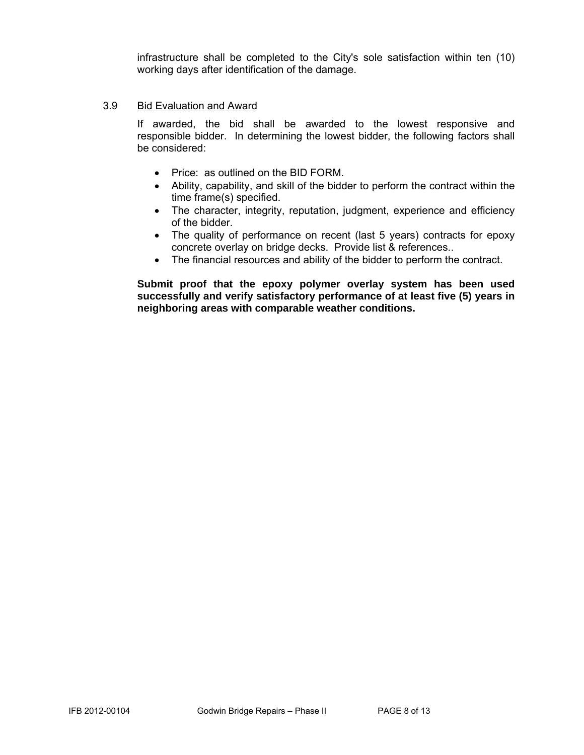infrastructure shall be completed to the City's sole satisfaction within ten (10) working days after identification of the damage.

3.9 Bid Evaluation and Award

If awarded, the bid shall be awarded to the lowest responsive and responsible bidder. In determining the lowest bidder, the following factors shall be considered:

- Price: as outlined on the BID FORM.
- Ability, capability, and skill of the bidder to perform the contract within the time frame(s) specified.
- The character, integrity, reputation, judgment, experience and efficiency of the bidder.
- The quality of performance on recent (last 5 years) contracts for epoxy concrete overlay on bridge decks. Provide list & references..
- The financial resources and ability of the bidder to perform the contract.

**Submit proof that the epoxy polymer overlay system has been used successfully and verify satisfactory performance of at least five (5) years in neighboring areas with comparable weather conditions.**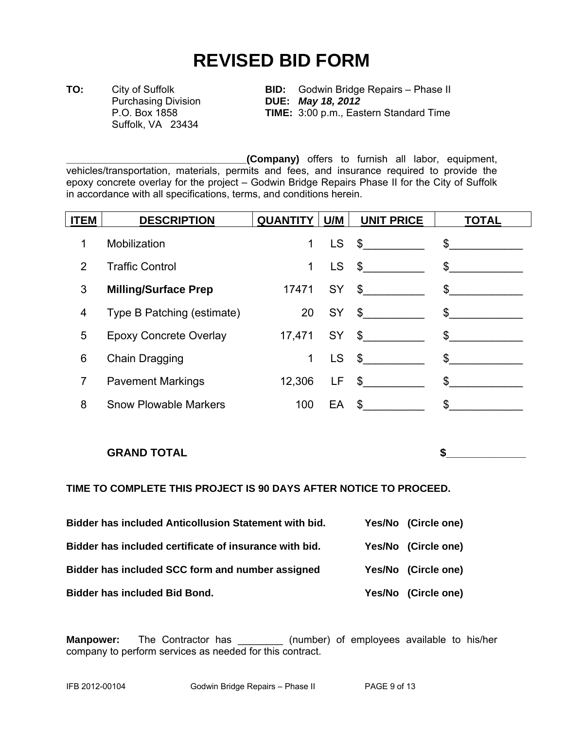# REVISED BID FORM

**TO:** City of Suffolk
Purchasing Division
P.O. Box 1858
Suffolk, VA 23434

**BID:** Godwin Bridge Repairs – Phase II
**DUE:** ***May 18, 2012***
**TIME:** 3:00 p.m., Eastern Standard Time

_________________________________**(Company)** offers to furnish all labor, equipment, vehicles/transportation, materials, permits and fees, and insurance required to provide the epoxy concrete overlay for the project – Godwin Bridge Repairs Phase II for the City of Suffolk in accordance with all specifications, terms, and conditions herein.

| ITEM | DESCRIPTION | QUANTITY | U/M | UNIT PRICE | TOTAL |
|---|---|---|---|---|---|
| 1 | Mobilization | 1 | LS | $__________ | $____________ |
| 2 | Traffic Control | 1 | LS | $__________ | $____________ |
| 3 | **Milling/Surface Prep** | 17471 | SY | $__________ | $____________ |
| 4 | Type B Patching (estimate) | 20 | SY | $__________ | $____________ |
| 5 | Epoxy Concrete Overlay | 17,471 | SY | $__________ | $____________ |
| 6 | Chain Dragging | 1 | LS | $__________ | $____________ |
| 7 | Pavement Markings | 12,306 | LF | $__________ | $____________ |
| 8 | Snow Plowable Markers | 100 | EA | $__________ | $____________ |
| | **GRAND TOTAL** | | | | **$**______________ |

**TIME TO COMPLETE THIS PROJECT IS 90 DAYS AFTER NOTICE TO PROCEED.**

**Bidder has included Anticollusion Statement with bid.** **Yes/No (Circle one)**

**Bidder has included certificate of insurance with bid.** **Yes/No (Circle one)**

**Bidder has included SCC form and number assigned** **Yes/No (Circle one)**

**Bidder has included Bid Bond.** **Yes/No (Circle one)**

**Manpower:** The Contractor has ________ (number) of employees available to his/her company to perform services as needed for this contract.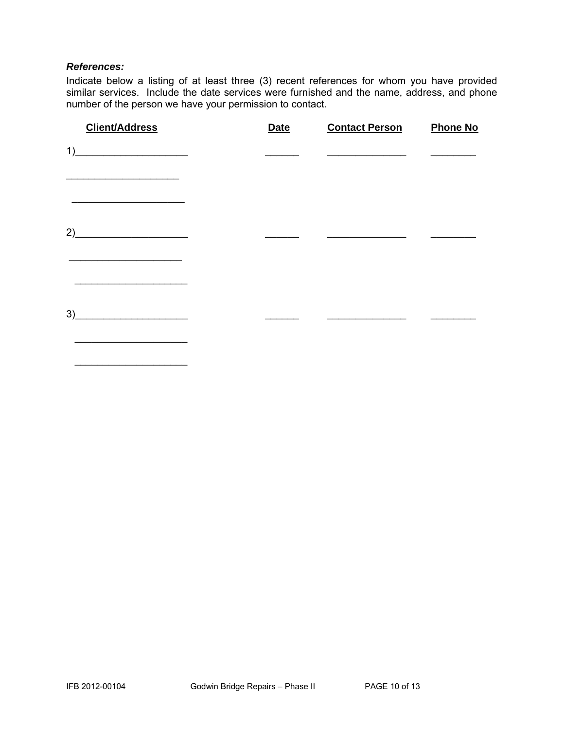***References:***

Indicate below a listing of at least three (3) recent references for whom you have provided similar services. Include the date services were furnished and the name, address, and phone number of the person we have your permission to contact.

| Client/Address | Date | Contact Person | Phone No |
|---|---|---|---|
| 1)____________________<br>____________________<br>____________________ | ______ | ______________ | ________ |
| 2)____________________<br>____________________<br>____________________ | ______ | ______________ | ________ |
| 3)____________________<br>____________________<br>____________________ | ______ | ______________ | ________ |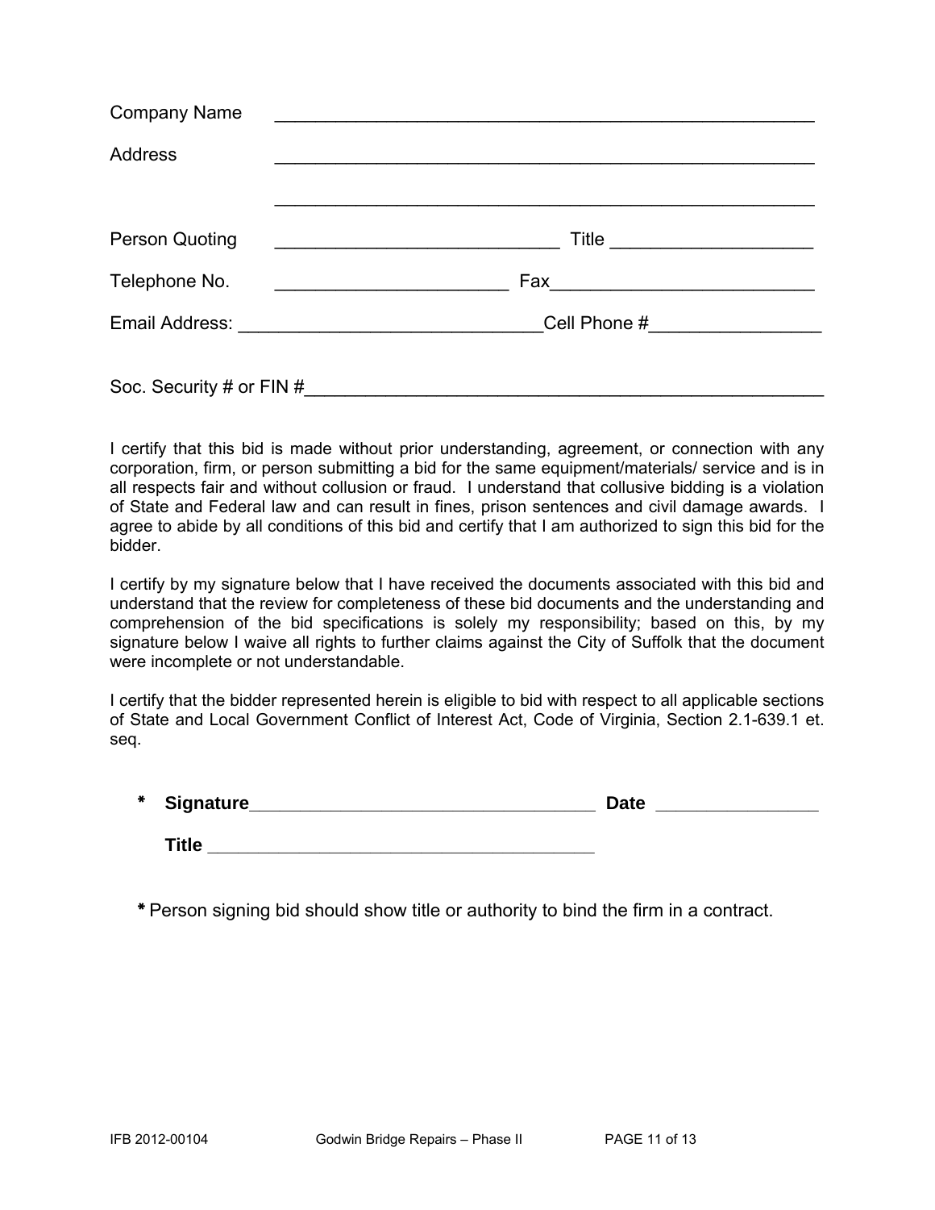Company Name \_\_\_\_\_\_\_\_\_\_\_\_\_\_\_\_\_\_\_\_\_\_\_\_\_\_\_\_\_\_\_\_\_\_\_\_\_\_\_\_\_\_\_\_\_\_\_\_\_\_\_\_\_

Address \_\_\_\_\_\_\_\_\_\_\_\_\_\_\_\_\_\_\_\_\_\_\_\_\_\_\_\_\_\_\_\_\_\_\_\_\_\_\_\_\_\_\_\_\_\_\_\_\_\_\_\_\_

\_\_\_\_\_\_\_\_\_\_\_\_\_\_\_\_\_\_\_\_\_\_\_\_\_\_\_\_\_\_\_\_\_\_\_\_\_\_\_\_\_\_\_\_\_\_\_\_\_\_\_\_\_

Person Quoting \_\_\_\_\_\_\_\_\_\_\_\_\_\_\_\_\_\_\_\_\_\_\_\_\_\_\_\_\_ Title \_\_\_\_\_\_\_\_\_\_\_\_\_\_\_\_\_\_\_\_

Telephone No. \_\_\_\_\_\_\_\_\_\_\_\_\_\_\_\_\_\_\_\_\_\_\_ Fax\_\_\_\_\_\_\_\_\_\_\_\_\_\_\_\_\_\_\_\_\_\_\_\_\_\_

Email Address: \_\_\_\_\_\_\_\_\_\_\_\_\_\_\_\_\_\_\_\_\_\_\_\_\_\_\_\_\_\_Cell Phone #\_\_\_\_\_\_\_\_\_\_\_\_\_\_\_\_\_

Soc. Security # or FIN #\_\_\_\_\_\_\_\_\_\_\_\_\_\_\_\_\_\_\_\_\_\_\_\_\_\_\_\_\_\_\_\_\_\_\_\_\_\_\_\_\_\_\_\_\_\_\_\_\_\_\_\_

I certify that this bid is made without prior understanding, agreement, or connection with any corporation, firm, or person submitting a bid for the same equipment/materials/ service and is in all respects fair and without collusion or fraud. I understand that collusive bidding is a violation of State and Federal law and can result in fines, prison sentences and civil damage awards. I agree to abide by all conditions of this bid and certify that I am authorized to sign this bid for the bidder.

I certify by my signature below that I have received the documents associated with this bid and understand that the review for completeness of these bid documents and the understanding and comprehension of the bid specifications is solely my responsibility; based on this, by my signature below I waive all rights to further claims against the City of Suffolk that the document were incomplete or not understandable.

I certify that the bidder represented herein is eligible to bid with respect to all applicable sections of State and Local Government Conflict of Interest Act, Code of Virginia, Section 2.1-639.1 et. seq.

\* **Signature**\_\_\_\_\_\_\_\_\_\_\_\_\_\_\_\_\_\_\_\_\_\_\_\_\_\_\_\_\_\_\_\_\_\_\_ **Date** \_\_\_\_\_\_\_\_\_\_\_\_\_\_\_\_

**Title** \_\_\_\_\_\_\_\_\_\_\_\_\_\_\_\_\_\_\_\_\_\_\_\_\_\_\_\_\_\_\_\_\_\_\_\_\_\_\_

\* Person signing bid should show title or authority to bind the firm in a contract.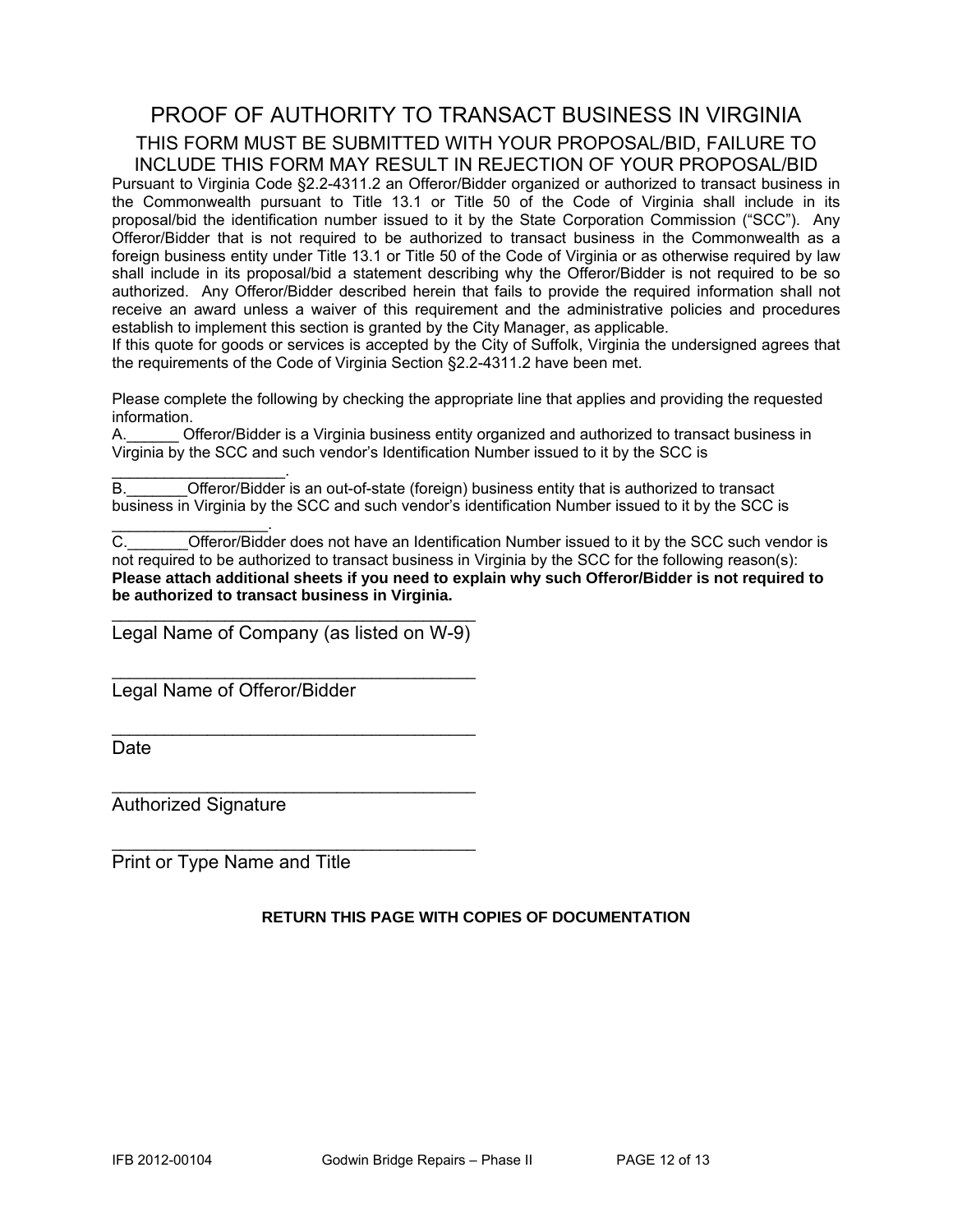# PROOF OF AUTHORITY TO TRANSACT BUSINESS IN VIRGINIA

## THIS FORM MUST BE SUBMITTED WITH YOUR PROPOSAL/BID, FAILURE TO INCLUDE THIS FORM MAY RESULT IN REJECTION OF YOUR PROPOSAL/BID

Pursuant to Virginia Code §2.2-4311.2 an Offeror/Bidder organized or authorized to transact business in the Commonwealth pursuant to Title 13.1 or Title 50 of the Code of Virginia shall include in its proposal/bid the identification number issued to it by the State Corporation Commission ("SCC"). Any Offeror/Bidder that is not required to be authorized to transact business in the Commonwealth as a foreign business entity under Title 13.1 or Title 50 of the Code of Virginia or as otherwise required by law shall include in its proposal/bid a statement describing why the Offeror/Bidder is not required to be so authorized. Any Offeror/Bidder described herein that fails to provide the required information shall not receive an award unless a waiver of this requirement and the administrative policies and procedures establish to implement this section is granted by the City Manager, as applicable.

If this quote for goods or services is accepted by the City of Suffolk, Virginia the undersigned agrees that the requirements of the Code of Virginia Section §2.2-4311.2 have been met.

Please complete the following by checking the appropriate line that applies and providing the requested information.

A.______ Offeror/Bidder is a Virginia business entity organized and authorized to transact business in Virginia by the SCC and such vendor's Identification Number issued to it by the SCC is ___________________.

B._______Offeror/Bidder is an out-of-state (foreign) business entity that is authorized to transact business in Virginia by the SCC and such vendor's identification Number issued to it by the SCC is _________________.

C._______Offeror/Bidder does not have an Identification Number issued to it by the SCC such vendor is not required to be authorized to transact business in Virginia by the SCC for the following reason(s):

**Please attach additional sheets if you need to explain why such Offeror/Bidder is not required to be authorized to transact business in Virginia.**

_____________________________________
Legal Name of Company (as listed on W-9)

_____________________________________
Legal Name of Offeror/Bidder

_____________________________________
Date

_____________________________________
Authorized Signature

_____________________________________
Print or Type Name and Title

**RETURN THIS PAGE WITH COPIES OF DOCUMENTATION**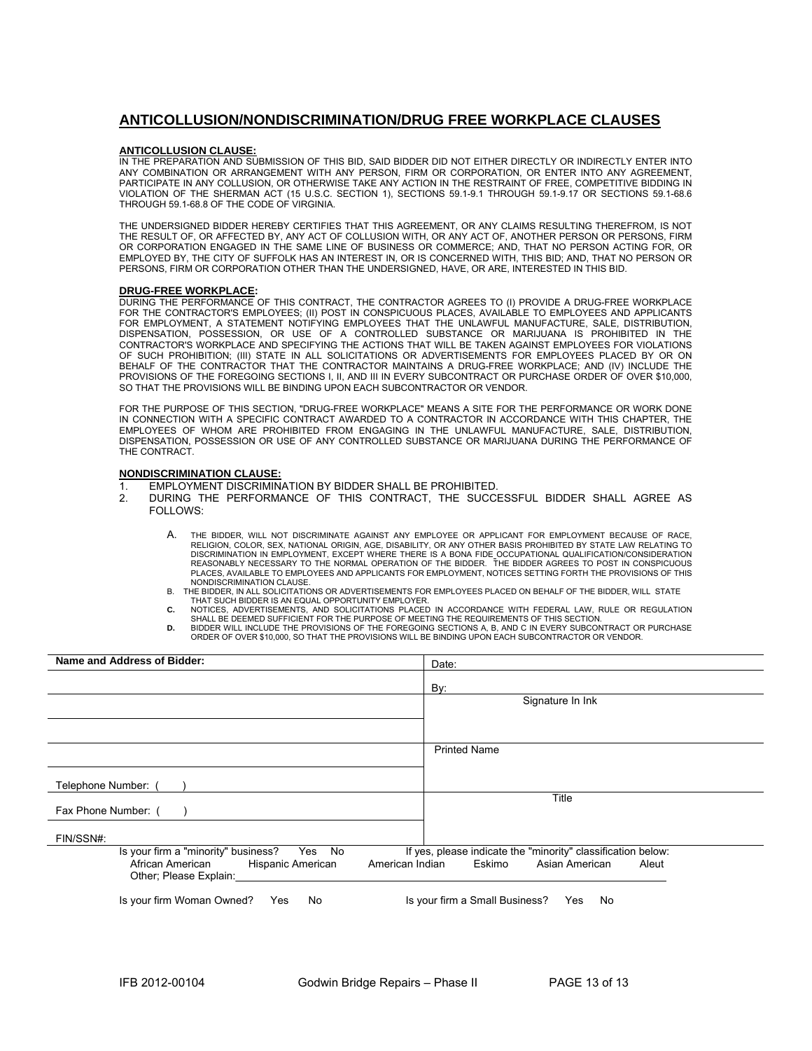## ANTICOLLUSION/NONDISCRIMINATION/DRUG FREE WORKPLACE CLAUSES

**ANTICOLLUSION CLAUSE:**

IN THE PREPARATION AND SUBMISSION OF THIS BID, SAID BIDDER DID NOT EITHER DIRECTLY OR INDIRECTLY ENTER INTO ANY COMBINATION OR ARRANGEMENT WITH ANY PERSON, FIRM OR CORPORATION, OR ENTER INTO ANY AGREEMENT, PARTICIPATE IN ANY COLLUSION, OR OTHERWISE TAKE ANY ACTION IN THE RESTRAINT OF FREE, COMPETITIVE BIDDING IN VIOLATION OF THE SHERMAN ACT (15 U.S.C. SECTION 1), SECTIONS 59.1-9.1 THROUGH 59.1-9.17 OR SECTIONS 59.1-68.6 THROUGH 59.1-68.8 OF THE CODE OF VIRGINIA.

THE UNDERSIGNED BIDDER HEREBY CERTIFIES THAT THIS AGREEMENT, OR ANY CLAIMS RESULTING THEREFROM, IS NOT THE RESULT OF, OR AFFECTED BY, ANY ACT OF COLLUSION WITH, OR ANY ACT OF, ANOTHER PERSON OR PERSONS, FIRM OR CORPORATION ENGAGED IN THE SAME LINE OF BUSINESS OR COMMERCE; AND, THAT NO PERSON ACTING FOR, OR EMPLOYED BY, THE CITY OF SUFFOLK HAS AN INTEREST IN, OR IS CONCERNED WITH, THIS BID; AND, THAT NO PERSON OR PERSONS, FIRM OR CORPORATION OTHER THAN THE UNDERSIGNED, HAVE, OR ARE, INTERESTED IN THIS BID.

**DRUG-FREE WORKPLACE:**

DURING THE PERFORMANCE OF THIS CONTRACT, THE CONTRACTOR AGREES TO (I) PROVIDE A DRUG-FREE WORKPLACE FOR THE CONTRACTOR'S EMPLOYEES; (II) POST IN CONSPICUOUS PLACES, AVAILABLE TO EMPLOYEES AND APPLICANTS FOR EMPLOYMENT, A STATEMENT NOTIFYING EMPLOYEES THAT THE UNLAWFUL MANUFACTURE, SALE, DISTRIBUTION, DISPENSATION, POSSESSION, OR USE OF A CONTROLLED SUBSTANCE OR MARIJUANA IS PROHIBITED IN THE CONTRACTOR'S WORKPLACE AND SPECIFYING THE ACTIONS THAT WILL BE TAKEN AGAINST EMPLOYEES FOR VIOLATIONS OF SUCH PROHIBITION; (III) STATE IN ALL SOLICITATIONS OR ADVERTISEMENTS FOR EMPLOYEES PLACED BY OR ON BEHALF OF THE CONTRACTOR THAT THE CONTRACTOR MAINTAINS A DRUG-FREE WORKPLACE; AND (IV) INCLUDE THE PROVISIONS OF THE FOREGOING SECTIONS I, II, AND III IN EVERY SUBCONTRACT OR PURCHASE ORDER OF OVER $10,000, SO THAT THE PROVISIONS WILL BE BINDING UPON EACH SUBCONTRACTOR OR VENDOR.

FOR THE PURPOSE OF THIS SECTION, "DRUG-FREE WORKPLACE" MEANS A SITE FOR THE PERFORMANCE OR WORK DONE IN CONNECTION WITH A SPECIFIC CONTRACT AWARDED TO A CONTRACTOR IN ACCORDANCE WITH THIS CHAPTER, THE EMPLOYEES OF WHOM ARE PROHIBITED FROM ENGAGING IN THE UNLAWFUL MANUFACTURE, SALE, DISTRIBUTION, DISPENSATION, POSSESSION OR USE OF ANY CONTROLLED SUBSTANCE OR MARIJUANA DURING THE PERFORMANCE OF THE CONTRACT.

**NONDISCRIMINATION CLAUSE:**

1. EMPLOYMENT DISCRIMINATION BY BIDDER SHALL BE PROHIBITED.
2. DURING THE PERFORMANCE OF THIS CONTRACT, THE SUCCESSFUL BIDDER SHALL AGREE AS FOLLOWS:

   A. THE BIDDER, WILL NOT DISCRIMINATE AGAINST ANY EMPLOYEE OR APPLICANT FOR EMPLOYMENT BECAUSE OF RACE, RELIGION, COLOR, SEX, NATIONAL ORIGIN, AGE, DISABILITY, OR ANY OTHER BASIS PROHIBITED BY STATE LAW RELATING TO DISCRIMINATION IN EMPLOYMENT, EXCEPT WHERE THERE IS A BONA FIDE OCCUPATIONAL QUALIFICATION/CONSIDERATION REASONABLY NECESSARY TO THE NORMAL OPERATION OF THE BIDDER. THE BIDDER AGREES TO POST IN CONSPICUOUS PLACES, AVAILABLE TO EMPLOYEES AND APPLICANTS FOR EMPLOYMENT, NOTICES SETTING FORTH THE PROVISIONS OF THIS NONDISCRIMINATION CLAUSE.

   B. THE BIDDER, IN ALL SOLICITATIONS OR ADVERTISEMENTS FOR EMPLOYEES PLACED ON BEHALF OF THE BIDDER, WILL STATE THAT SUCH BIDDER IS AN EQUAL OPPORTUNITY EMPLOYER.

   C. NOTICES, ADVERTISEMENTS, AND SOLICITATIONS PLACED IN ACCORDANCE WITH FEDERAL LAW, RULE OR REGULATION SHALL BE DEEMED SUFFICIENT FOR THE PURPOSE OF MEETING THE REQUIREMENTS OF THIS SECTION.

   D. BIDDER WILL INCLUDE THE PROVISIONS OF THE FOREGOING SECTIONS A, B, AND C IN EVERY SUBCONTRACT OR PURCHASE ORDER OF OVER $10,000, SO THAT THE PROVISIONS WILL BE BINDING UPON EACH SUBCONTRACTOR OR VENDOR.

| **Name and Address of Bidder:** | Date: |
|---|---|
| | By: |
| | Signature In Ink |
| | |
| | Printed Name |
| Telephone Number: (    ) | |
| Fax Phone Number: (    ) | Title |
| FIN/SSN#: | |

Is your firm a "minority" business? Yes No

If yes, please indicate the "minority" classification below:

African American   Hispanic American   American Indian   Eskimo   Asian American   Aleut

Other; Please Explain: ____________________

Is your firm Woman Owned? Yes No

Is your firm a Small Business? Yes No

IFB 2012-00104 Godwin Bridge Repairs – Phase II